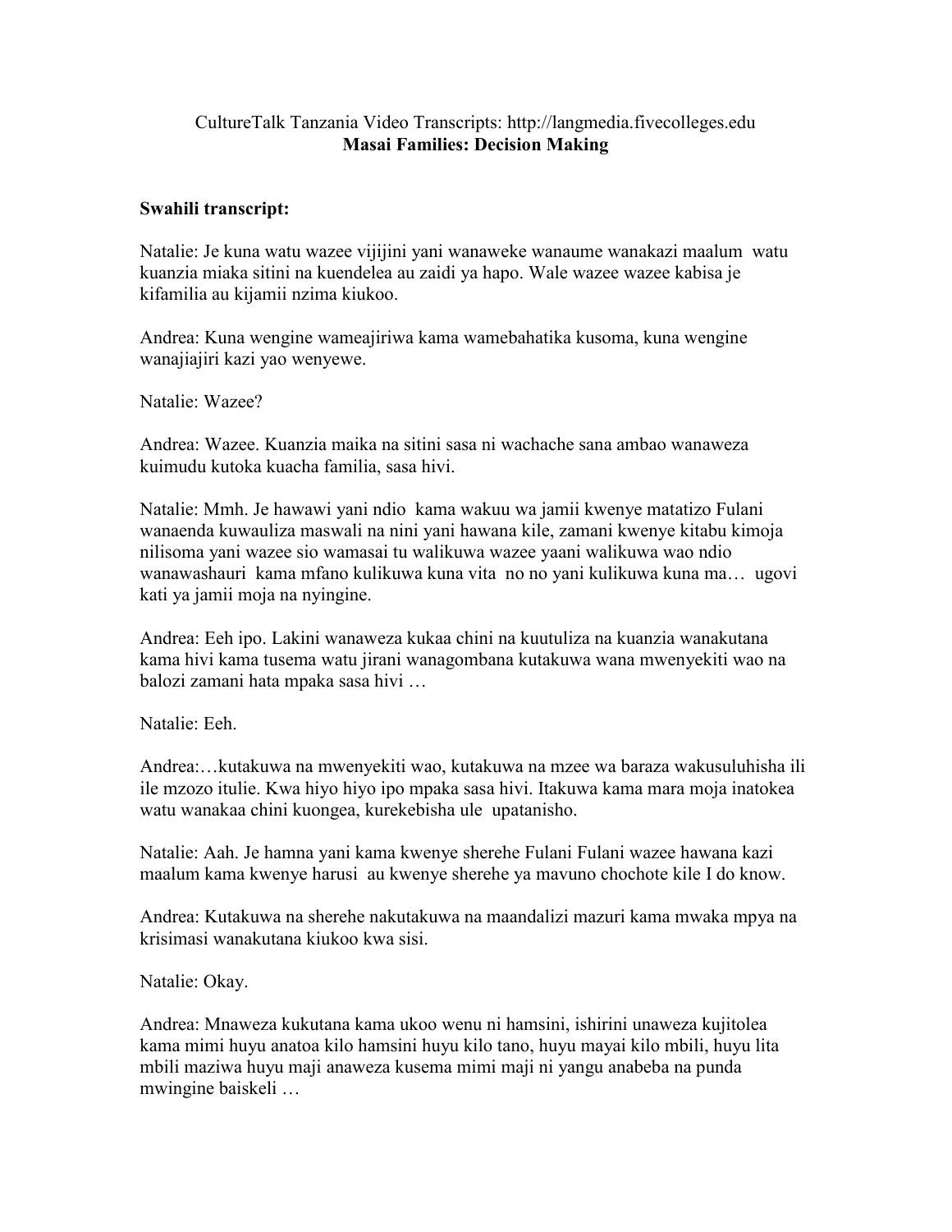CultureTalk Tanzania Video Transcripts: http://langmedia.fivecolleges.edu

**Masai Families: Decision Making**

**Swahili transcript:**

Natalie: Je kuna watu wazee vijijini yani wanaweke wanaume wanakazi maalum watu kuanzia miaka sitini na kuendelea au zaidi ya hapo. Wale wazee wazee kabisa je kifamilia au kijamii nzima kiukoo.

Andrea: Kuna wengine wameajiriwa kama wamebahatika kusoma, kuna wengine wanajiajiri kazi yao wenyewe.

Natalie: Wazee?

Andrea: Wazee. Kuanzia maika na sitini sasa ni wachache sana ambao wanaweza kuimudu kutoka kuacha familia, sasa hivi.

Natalie: Mmh. Je hawawi yani ndio kama wakuu wa jamii kwenye matatizo Fulani wanaenda kuwauliza maswali na nini yani hawana kile, zamani kwenye kitabu kimoja nilisoma yani wazee sio wamasai tu walikuwa wazee yaani walikuwa wao ndio wanawashauri kama mfano kulikuwa kuna vita no no yani kulikuwa kuna ma… ugovi kati ya jamii moja na nyingine.

Andrea: Eeh ipo. Lakini wanaweza kukaa chini na kuutuliza na kuanzia wanakutana kama hivi kama tusema watu jirani wanagombana kutakuwa wana mwenyekiti wao na balozi zamani hata mpaka sasa hivi …

Natalie: Eeh.

Andrea:…kutakuwa na mwenyekiti wao, kutakuwa na mzee wa baraza wakusuluhisha ili ile mzozo itulie. Kwa hiyo hiyo ipo mpaka sasa hivi. Itakuwa kama mara moja inatokea watu wanakaa chini kuongea, kurekebisha ule upatanisho.

Natalie: Aah. Je hamna yani kama kwenye sherehe Fulani Fulani wazee hawana kazi maalum kama kwenye harusi au kwenye sherehe ya mavuno chochote kile I do know.

Andrea: Kutakuwa na sherehe nakutakuwa na maandalizi mazuri kama mwaka mpya na krisimasi wanakutana kiukoo kwa sisi.

Natalie: Okay.

Andrea: Mnaweza kukutana kama ukoo wenu ni hamsini, ishirini unaweza kujitolea kama mimi huyu anatoa kilo hamsini huyu kilo tano, huyu mayai kilo mbili, huyu lita mbili maziwa huyu maji anaweza kusema mimi maji ni yangu anabeba na punda mwingine baiskeli …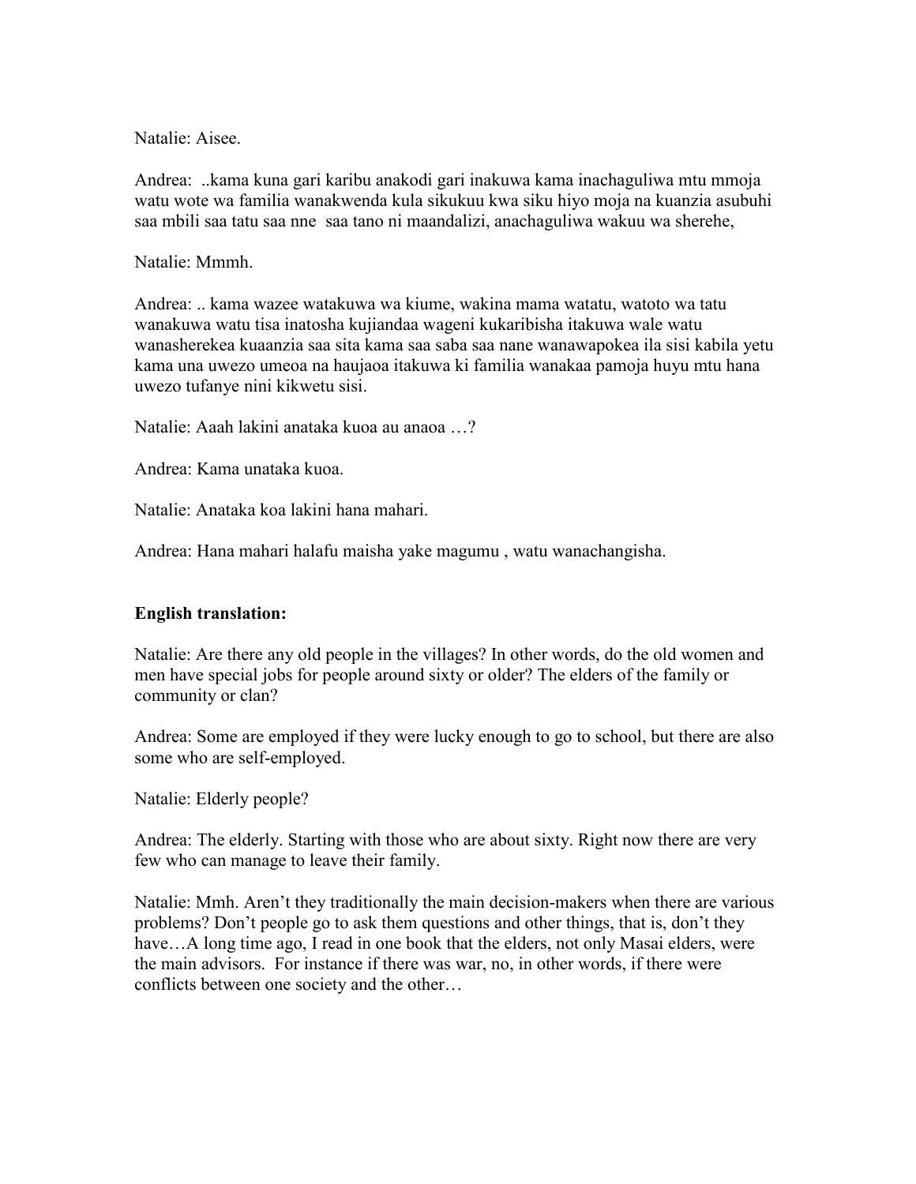Natalie: Aisee.

Andrea: ..kama kuna gari karibu anakodi gari inakuwa kama inachaguliwa mtu mmoja watu wote wa familia wanakwenda kula sikukuu kwa siku hiyo moja na kuanzia asubuhi saa mbili saa tatu saa nne saa tano ni maandalizi, anachaguliwa wakuu wa sherehe,

Natalie: Mmmh.

Andrea: .. kama wazee watakuwa wa kiume, wakina mama watatu, watoto wa tatu wanakuwa watu tisa inatosha kujiandaa wageni kukaribisha itakuwa wale watu wanasherekea kuaanzia saa sita kama saa saba saa nane wanawapokea ila sisi kabila yetu kama una uwezo umeoa na haujaoa itakuwa ki familia wanakaa pamoja huyu mtu hana uwezo tufanye nini kikwetu sisi.

Natalie: Aaah lakini anataka kuoa au anaoa …?

Andrea: Kama unataka kuoa.

Natalie: Anataka koa lakini hana mahari.

Andrea: Hana mahari halafu maisha yake magumu , watu wanachangisha.

**English translation:**

Natalie: Are there any old people in the villages? In other words, do the old women and men have special jobs for people around sixty or older? The elders of the family or community or clan?

Andrea: Some are employed if they were lucky enough to go to school, but there are also some who are self-employed.

Natalie: Elderly people?

Andrea: The elderly. Starting with those who are about sixty. Right now there are very few who can manage to leave their family.

Natalie: Mmh. Aren't they traditionally the main decision-makers when there are various problems? Don't people go to ask them questions and other things, that is, don't they have…A long time ago, I read in one book that the elders, not only Masai elders, were the main advisors. For instance if there was war, no, in other words, if there were conflicts between one society and the other…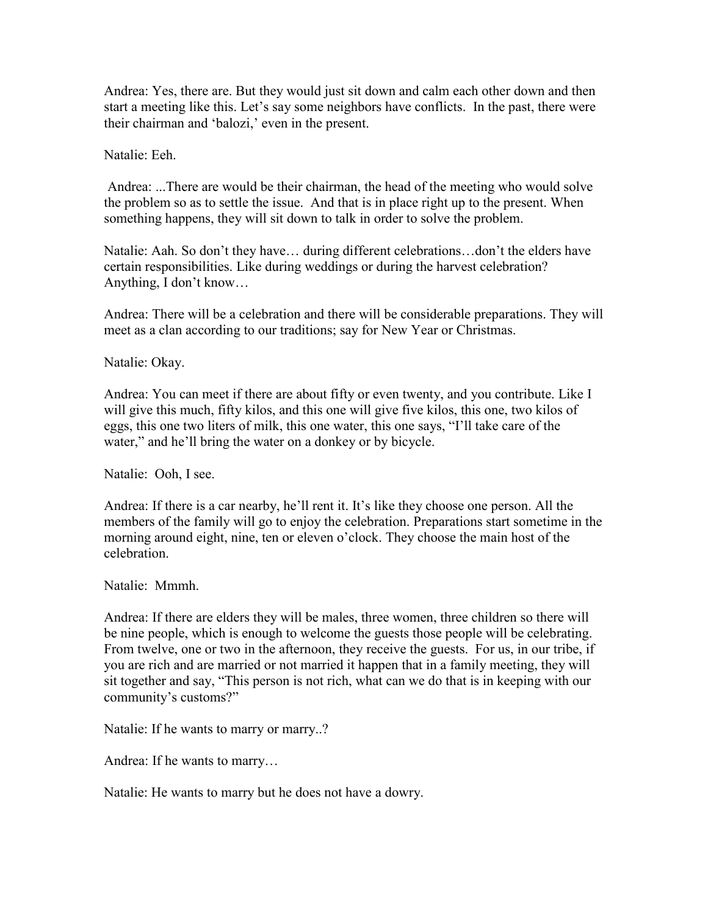Andrea: Yes, there are. But they would just sit down and calm each other down and then start a meeting like this. Let's say some neighbors have conflicts. In the past, there were their chairman and 'balozi,' even in the present.

Natalie: Eeh.

Andrea: ...There are would be their chairman, the head of the meeting who would solve the problem so as to settle the issue. And that is in place right up to the present. When something happens, they will sit down to talk in order to solve the problem.

Natalie: Aah. So don't they have… during different celebrations…don't the elders have certain responsibilities. Like during weddings or during the harvest celebration? Anything, I don't know…

Andrea: There will be a celebration and there will be considerable preparations. They will meet as a clan according to our traditions; say for New Year or Christmas.

Natalie: Okay.

Andrea: You can meet if there are about fifty or even twenty, and you contribute. Like I will give this much, fifty kilos, and this one will give five kilos, this one, two kilos of eggs, this one two liters of milk, this one water, this one says, "I'll take care of the water," and he'll bring the water on a donkey or by bicycle.

Natalie: Ooh, I see.

Andrea: If there is a car nearby, he'll rent it. It's like they choose one person. All the members of the family will go to enjoy the celebration. Preparations start sometime in the morning around eight, nine, ten or eleven o'clock. They choose the main host of the celebration.

Natalie: Mmmh.

Andrea: If there are elders they will be males, three women, three children so there will be nine people, which is enough to welcome the guests those people will be celebrating. From twelve, one or two in the afternoon, they receive the guests. For us, in our tribe, if you are rich and are married or not married it happen that in a family meeting, they will sit together and say, "This person is not rich, what can we do that is in keeping with our community's customs?"

Natalie: If he wants to marry or marry..?

Andrea: If he wants to marry…

Natalie: He wants to marry but he does not have a dowry.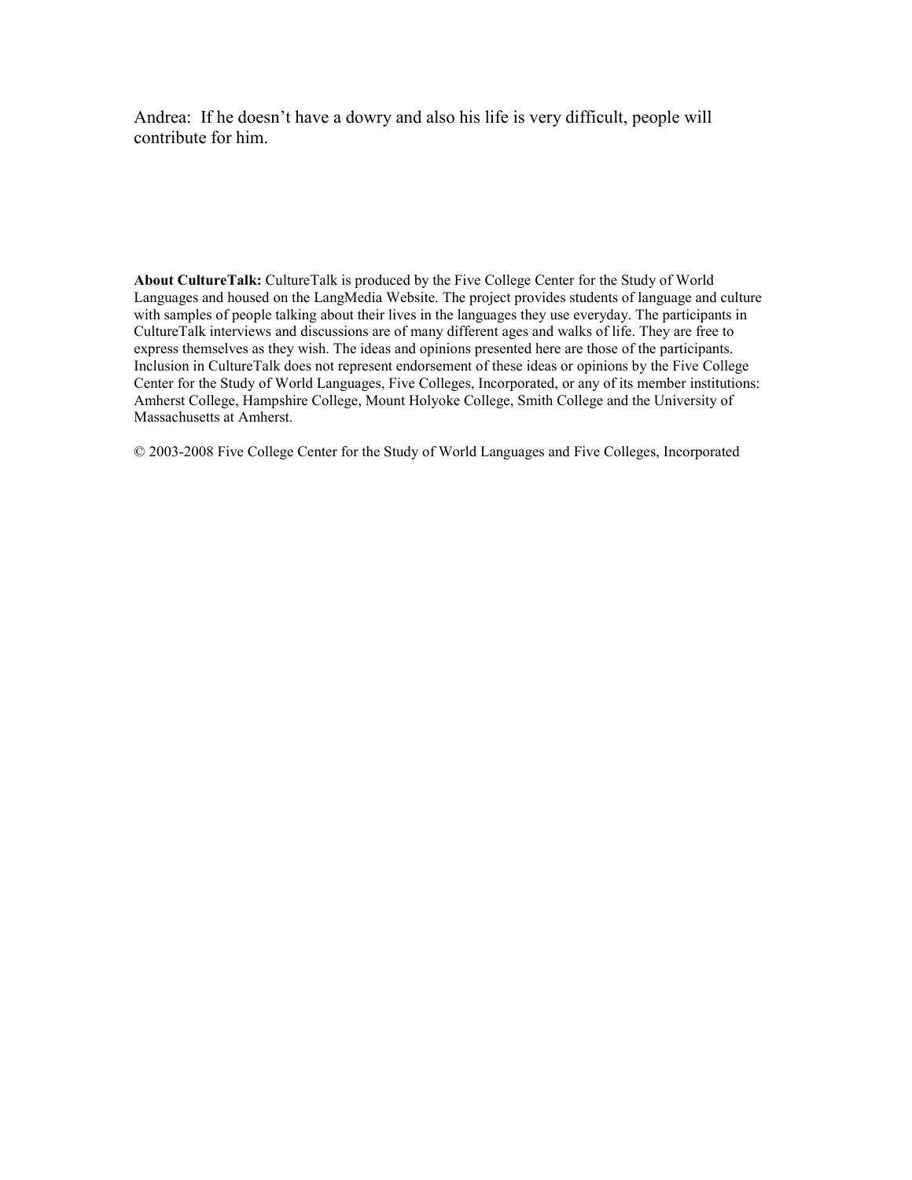Andrea: If he doesn't have a dowry and also his life is very difficult, people will contribute for him.

**About CultureTalk:** CultureTalk is produced by the Five College Center for the Study of World Languages and housed on the LangMedia Website. The project provides students of language and culture with samples of people talking about their lives in the languages they use everyday. The participants in CultureTalk interviews and discussions are of many different ages and walks of life. They are free to express themselves as they wish. The ideas and opinions presented here are those of the participants. Inclusion in CultureTalk does not represent endorsement of these ideas or opinions by the Five College Center for the Study of World Languages, Five Colleges, Incorporated, or any of its member institutions: Amherst College, Hampshire College, Mount Holyoke College, Smith College and the University of Massachusetts at Amherst.

© 2003-2008 Five College Center for the Study of World Languages and Five Colleges, Incorporated